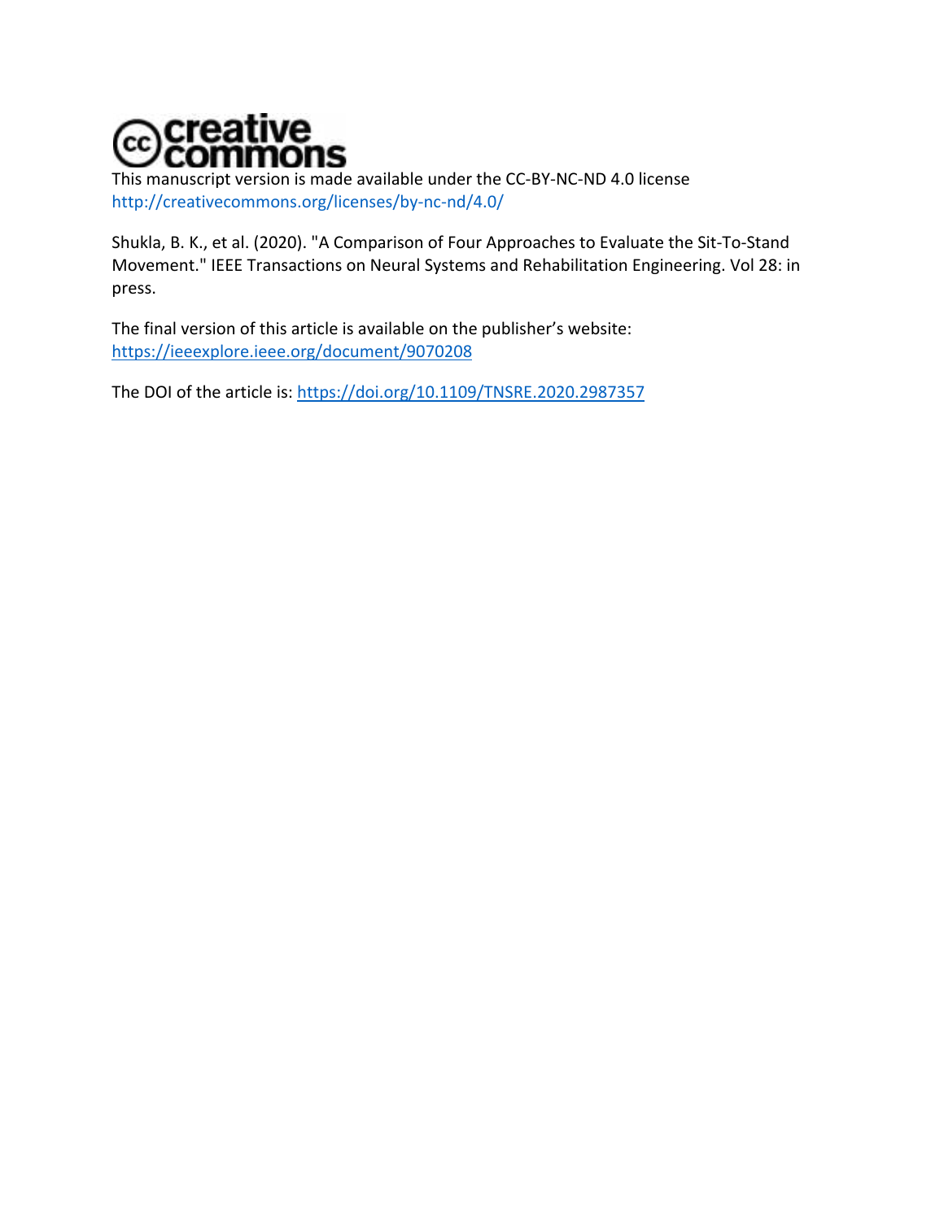This manuscript version is made available under the CC-BY-NC-ND 4.0 license
http://creativecommons.org/licenses/by-nc-nd/4.0/

Shukla, B. K., et al. (2020). "A Comparison of Four Approaches to Evaluate the Sit-To-Stand Movement." IEEE Transactions on Neural Systems and Rehabilitation Engineering. Vol 28: in press.

The final version of this article is available on the publisher's website:
https://ieeexplore.ieee.org/document/9070208

The DOI of the article is: https://doi.org/10.1109/TNSRE.2020.2987357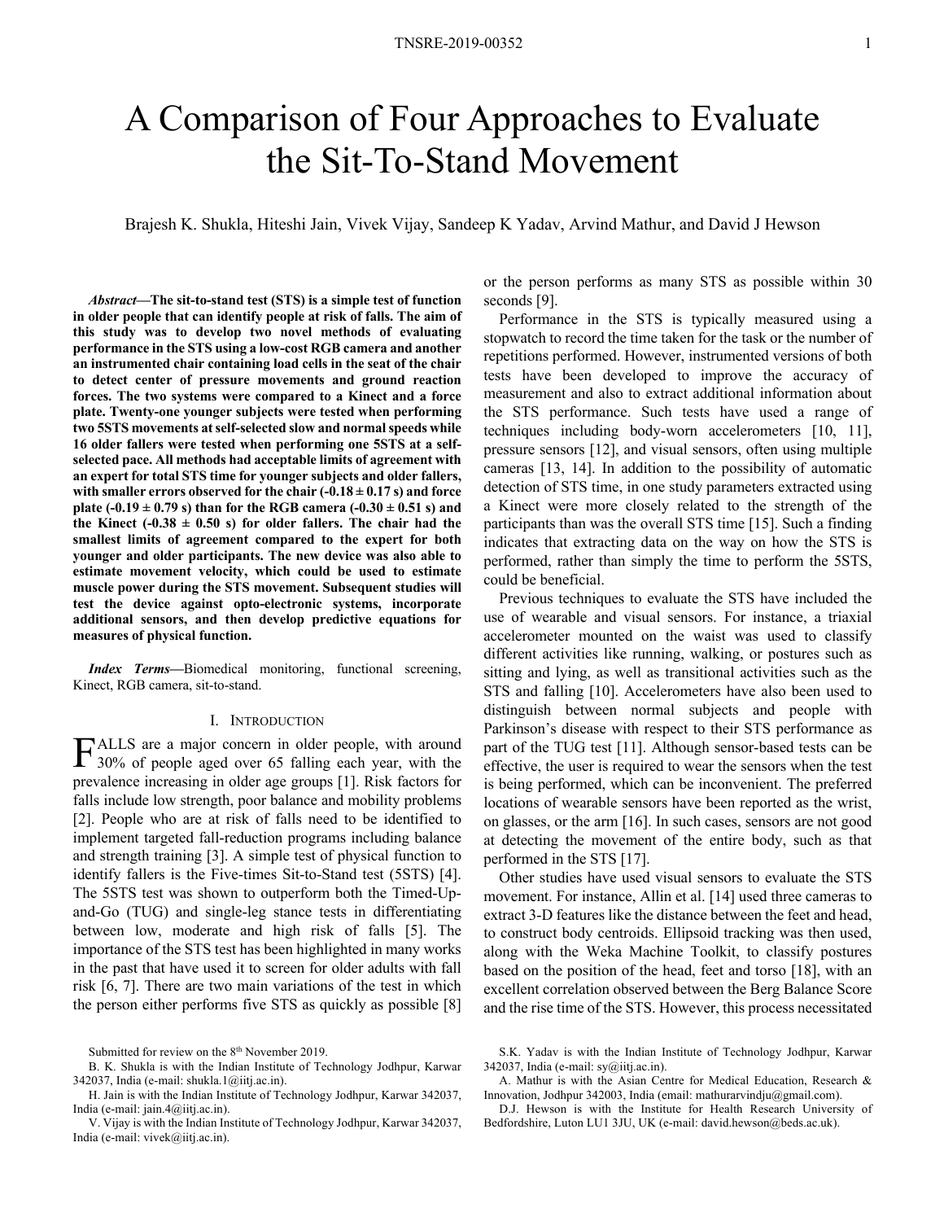# A Comparison of Four Approaches to Evaluate the Sit-To-Stand Movement

Brajesh K. Shukla, Hiteshi Jain, Vivek Vijay, Sandeep K Yadav, Arvind Mathur, and David J Hewson

***Abstract*—The sit-to-stand test (STS) is a simple test of function in older people that can identify people at risk of falls. The aim of this study was to develop two novel methods of evaluating performance in the STS using a low-cost RGB camera and another an instrumented chair containing load cells in the seat of the chair to detect center of pressure movements and ground reaction forces. The two systems were compared to a Kinect and a force plate. Twenty-one younger subjects were tested when performing two 5STS movements at self-selected slow and normal speeds while 16 older fallers were tested when performing one 5STS at a self-selected pace. All methods had acceptable limits of agreement with an expert for total STS time for younger subjects and older fallers, with smaller errors observed for the chair (-0.18 ± 0.17 s) and force plate (-0.19 ± 0.79 s) than for the RGB camera (-0.30 ± 0.51 s) and the Kinect (-0.38 ± 0.50 s) for older fallers. The chair had the smallest limits of agreement compared to the expert for both younger and older participants. The new device was also able to estimate movement velocity, which could be used to estimate muscle power during the STS movement. Subsequent studies will test the device against opto-electronic systems, incorporate additional sensors, and then develop predictive equations for measures of physical function.**

***Index Terms*—**Biomedical monitoring, functional screening, Kinect, RGB camera, sit-to-stand.

## I. Introduction

FALLS are a major concern in older people, with around 30% of people aged over 65 falling each year, with the prevalence increasing in older age groups [1]. Risk factors for falls include low strength, poor balance and mobility problems [2]. People who are at risk of falls need to be identified to implement targeted fall-reduction programs including balance and strength training [3]. A simple test of physical function to identify fallers is the Five-times Sit-to-Stand test (5STS) [4]. The 5STS test was shown to outperform both the Timed-Up-and-Go (TUG) and single-leg stance tests in differentiating between low, moderate and high risk of falls [5]. The importance of the STS test has been highlighted in many works in the past that have used it to screen for older adults with fall risk [6, 7]. There are two main variations of the test in which the person either performs five STS as quickly as possible [8] or the person performs as many STS as possible within 30 seconds [9].

Performance in the STS is typically measured using a stopwatch to record the time taken for the task or the number of repetitions performed. However, instrumented versions of both tests have been developed to improve the accuracy of measurement and also to extract additional information about the STS performance. Such tests have used a range of techniques including body-worn accelerometers [10, 11], pressure sensors [12], and visual sensors, often using multiple cameras [13, 14]. In addition to the possibility of automatic detection of STS time, in one study parameters extracted using a Kinect were more closely related to the strength of the participants than was the overall STS time [15]. Such a finding indicates that extracting data on the way on how the STS is performed, rather than simply the time to perform the 5STS, could be beneficial.

Previous techniques to evaluate the STS have included the use of wearable and visual sensors. For instance, a triaxial accelerometer mounted on the waist was used to classify different activities like running, walking, or postures such as sitting and lying, as well as transitional activities such as the STS and falling [10]. Accelerometers have also been used to distinguish between normal subjects and people with Parkinson's disease with respect to their STS performance as part of the TUG test [11]. Although sensor-based tests can be effective, the user is required to wear the sensors when the test is being performed, which can be inconvenient. The preferred locations of wearable sensors have been reported as the wrist, on glasses, or the arm [16]. In such cases, sensors are not good at detecting the movement of the entire body, such as that performed in the STS [17].

Other studies have used visual sensors to evaluate the STS movement. For instance, Allin et al. [14] used three cameras to extract 3-D features like the distance between the feet and head, to construct body centroids. Ellipsoid tracking was then used, along with the Weka Machine Toolkit, to classify postures based on the position of the head, feet and torso [18], with an excellent correlation observed between the Berg Balance Score and the rise time of the STS. However, this process necessitated

Submitted for review on the 8th November 2019.

B. K. Shukla is with the Indian Institute of Technology Jodhpur, Karwar 342037, India (e-mail: shukla.1@iitj.ac.in).

H. Jain is with the Indian Institute of Technology Jodhpur, Karwar 342037, India (e-mail: jain.4@iitj.ac.in).

V. Vijay is with the Indian Institute of Technology Jodhpur, Karwar 342037, India (e-mail: vivek@iitj.ac.in).

S.K. Yadav is with the Indian Institute of Technology Jodhpur, Karwar 342037, India (e-mail: sy@iitj.ac.in).

A. Mathur is with the Asian Centre for Medical Education, Research & Innovation, Jodhpur 342003, India (email: mathurarvindju@gmail.com).

D.J. Hewson is with the Institute for Health Research University of Bedfordshire, Luton LU1 3JU, UK (e-mail: david.hewson@beds.ac.uk).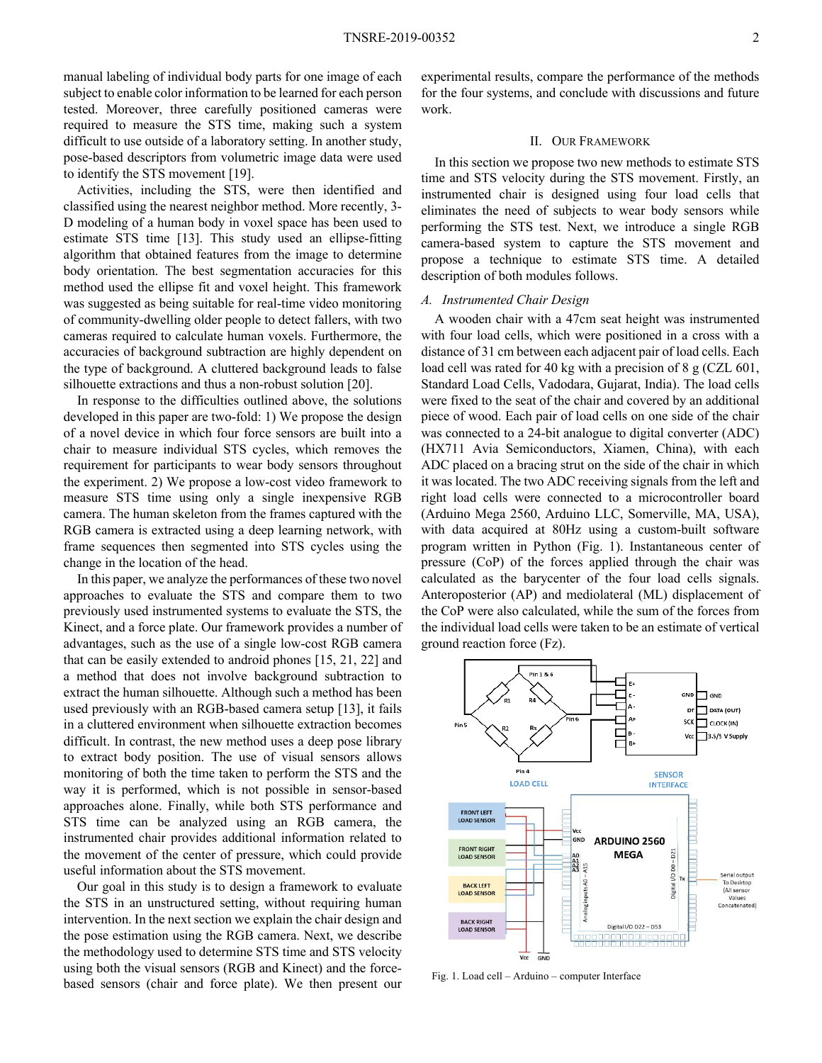manual labeling of individual body parts for one image of each subject to enable color information to be learned for each person tested. Moreover, three carefully positioned cameras were required to measure the STS time, making such a system difficult to use outside of a laboratory setting. In another study, pose-based descriptors from volumetric image data were used to identify the STS movement [19].

Activities, including the STS, were then identified and classified using the nearest neighbor method. More recently, 3-D modeling of a human body in voxel space has been used to estimate STS time [13]. This study used an ellipse-fitting algorithm that obtained features from the image to determine body orientation. The best segmentation accuracies for this method used the ellipse fit and voxel height. This framework was suggested as being suitable for real-time video monitoring of community-dwelling older people to detect fallers, with two cameras required to calculate human voxels. Furthermore, the accuracies of background subtraction are highly dependent on the type of background. A cluttered background leads to false silhouette extractions and thus a non-robust solution [20].

In response to the difficulties outlined above, the solutions developed in this paper are two-fold: 1) We propose the design of a novel device in which four force sensors are built into a chair to measure individual STS cycles, which removes the requirement for participants to wear body sensors throughout the experiment. 2) We propose a low-cost video framework to measure STS time using only a single inexpensive RGB camera. The human skeleton from the frames captured with the RGB camera is extracted using a deep learning network, with frame sequences then segmented into STS cycles using the change in the location of the head.

In this paper, we analyze the performances of these two novel approaches to evaluate the STS and compare them to two previously used instrumented systems to evaluate the STS, the Kinect, and a force plate. Our framework provides a number of advantages, such as the use of a single low-cost RGB camera that can be easily extended to android phones [15, 21, 22] and a method that does not involve background subtraction to extract the human silhouette. Although such a method has been used previously with an RGB-based camera setup [13], it fails in a cluttered environment when silhouette extraction becomes difficult. In contrast, the new method uses a deep pose library to extract body position. The use of visual sensors allows monitoring of both the time taken to perform the STS and the way it is performed, which is not possible in sensor-based approaches alone. Finally, while both STS performance and STS time can be analyzed using an RGB camera, the instrumented chair provides additional information related to the movement of the center of pressure, which could provide useful information about the STS movement.

Our goal in this study is to design a framework to evaluate the STS in an unstructured setting, without requiring human intervention. In the next section we explain the chair design and the pose estimation using the RGB camera. Next, we describe the methodology used to determine STS time and STS velocity using both the visual sensors (RGB and Kinect) and the force-based sensors (chair and force plate). We then present our experimental results, compare the performance of the methods for the four systems, and conclude with discussions and future work.

## II. Our Framework

In this section we propose two new methods to estimate STS time and STS velocity during the STS movement. Firstly, an instrumented chair is designed using four load cells that eliminates the need of subjects to wear body sensors while performing the STS test. Next, we introduce a single RGB camera-based system to capture the STS movement and propose a technique to estimate STS time. A detailed description of both modules follows.

### *A. Instrumented Chair Design*

A wooden chair with a 47cm seat height was instrumented with four load cells, which were positioned in a cross with a distance of 31 cm between each adjacent pair of load cells. Each load cell was rated for 40 kg with a precision of 8 g (CZL 601, Standard Load Cells, Vadodara, Gujarat, India). The load cells were fixed to the seat of the chair and covered by an additional piece of wood. Each pair of load cells on one side of the chair was connected to a 24-bit analogue to digital converter (ADC) (HX711 Avia Semiconductors, Xiamen, China), with each ADC placed on a bracing strut on the side of the chair in which it was located. The two ADC receiving signals from the left and right load cells were connected to a microcontroller board (Arduino Mega 2560, Arduino LLC, Somerville, MA, USA), with data acquired at 80Hz using a custom-built software program written in Python (Fig. 1). Instantaneous center of pressure (CoP) of the forces applied through the chair was calculated as the barycenter of the four load cells signals. Anteroposterior (AP) and mediolateral (ML) displacement of the CoP were also calculated, while the sum of the forces from the individual load cells were taken to be an estimate of vertical ground reaction force (Fz).

Fig. 1. Load cell – Arduino – computer Interface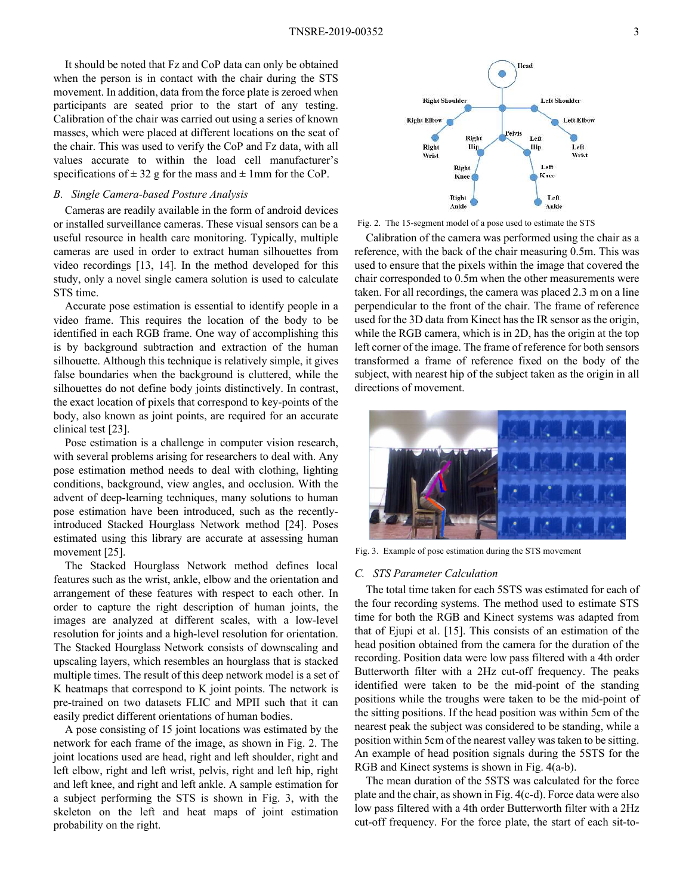It should be noted that Fz and CoP data can only be obtained when the person is in contact with the chair during the STS movement. In addition, data from the force plate is zeroed when participants are seated prior to the start of any testing. Calibration of the chair was carried out using a series of known masses, which were placed at different locations on the seat of the chair. This was used to verify the CoP and Fz data, with all values accurate to within the load cell manufacturer's specifications of ± 32 g for the mass and ± 1mm for the CoP.

### *B. Single Camera-based Posture Analysis*

Cameras are readily available in the form of android devices or installed surveillance cameras. These visual sensors can be a useful resource in health care monitoring. Typically, multiple cameras are used in order to extract human silhouettes from video recordings [13, 14]. In the method developed for this study, only a novel single camera solution is used to calculate STS time.

Accurate pose estimation is essential to identify people in a video frame. This requires the location of the body to be identified in each RGB frame. One way of accomplishing this is by background subtraction and extraction of the human silhouette. Although this technique is relatively simple, it gives false boundaries when the background is cluttered, while the silhouettes do not define body joints distinctively. In contrast, the exact location of pixels that correspond to key-points of the body, also known as joint points, are required for an accurate clinical test [23].

Pose estimation is a challenge in computer vision research, with several problems arising for researchers to deal with. Any pose estimation method needs to deal with clothing, lighting conditions, background, view angles, and occlusion. With the advent of deep-learning techniques, many solutions to human pose estimation have been introduced, such as the recently-introduced Stacked Hourglass Network method [24]. Poses estimated using this library are accurate at assessing human movement [25].

The Stacked Hourglass Network method defines local features such as the wrist, ankle, elbow and the orientation and arrangement of these features with respect to each other. In order to capture the right description of human joints, the images are analyzed at different scales, with a low-level resolution for joints and a high-level resolution for orientation. The Stacked Hourglass Network consists of downscaling and upscaling layers, which resembles an hourglass that is stacked multiple times. The result of this deep network model is a set of K heatmaps that correspond to K joint points. The network is pre-trained on two datasets FLIC and MPII such that it can easily predict different orientations of human bodies.

A pose consisting of 15 joint locations was estimated by the network for each frame of the image, as shown in Fig. 2. The joint locations used are head, right and left shoulder, right and left elbow, right and left wrist, pelvis, right and left hip, right and left knee, and right and left ankle. A sample estimation for a subject performing the STS is shown in Fig. 3, with the skeleton on the left and heat maps of joint estimation probability on the right.

Fig. 2. The 15-segment model of a pose used to estimate the STS

Calibration of the camera was performed using the chair as a reference, with the back of the chair measuring 0.5m. This was used to ensure that the pixels within the image that covered the chair corresponded to 0.5m when the other measurements were taken. For all recordings, the camera was placed 2.3 m on a line perpendicular to the front of the chair. The frame of reference used for the 3D data from Kinect has the IR sensor as the origin, while the RGB camera, which is in 2D, has the origin at the top left corner of the image. The frame of reference for both sensors transformed a frame of reference fixed on the body of the subject, with nearest hip of the subject taken as the origin in all directions of movement.

Fig. 3. Example of pose estimation during the STS movement

### *C. STS Parameter Calculation*

The total time taken for each 5STS was estimated for each of the four recording systems. The method used to estimate STS time for both the RGB and Kinect systems was adapted from that of Ejupi et al. [15]. This consists of an estimation of the head position obtained from the camera for the duration of the recording. Position data were low pass filtered with a 4th order Butterworth filter with a 2Hz cut-off frequency. The peaks identified were taken to be the mid-point of the standing positions while the troughs were taken to be the mid-point of the sitting positions. If the head position was within 5cm of the nearest peak the subject was considered to be standing, while a position within 5cm of the nearest valley was taken to be sitting. An example of head position signals during the 5STS for the RGB and Kinect systems is shown in Fig. 4(a-b).

The mean duration of the 5STS was calculated for the force plate and the chair, as shown in Fig. 4(c-d). Force data were also low pass filtered with a 4th order Butterworth filter with a 2Hz cut-off frequency. For the force plate, the start of each sit-to-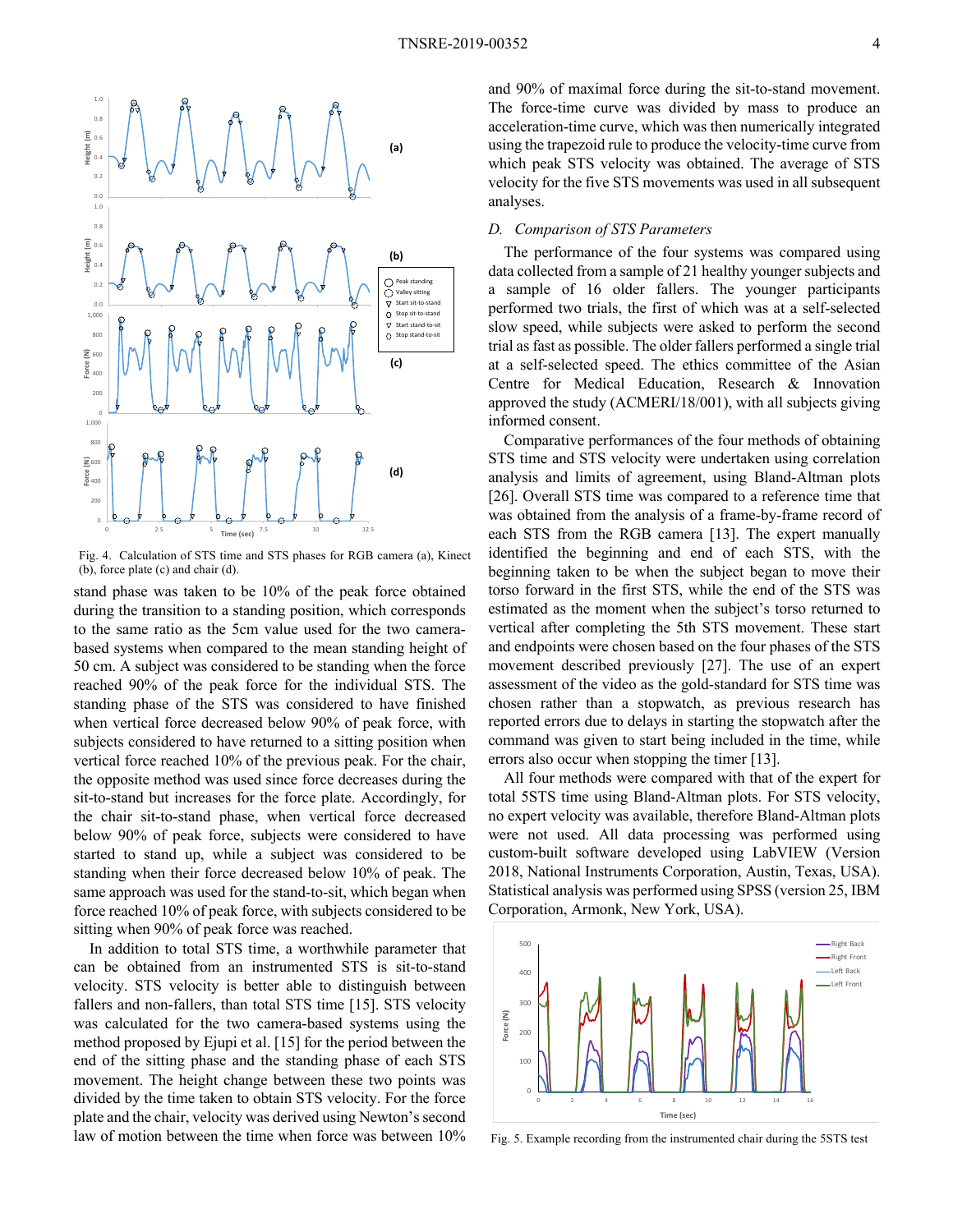Fig. 4. Calculation of STS time and STS phases for RGB camera (a), Kinect (b), force plate (c) and chair (d).

stand phase was taken to be 10% of the peak force obtained during the transition to a standing position, which corresponds to the same ratio as the 5cm value used for the two camera-based systems when compared to the mean standing height of 50 cm. A subject was considered to be standing when the force reached 90% of the peak force for the individual STS. The standing phase of the STS was considered to have finished when vertical force decreased below 90% of peak force, with subjects considered to have returned to a sitting position when vertical force reached 10% of the previous peak. For the chair, the opposite method was used since force decreases during the sit-to-stand but increases for the force plate. Accordingly, for the chair sit-to-stand phase, when vertical force decreased below 90% of peak force, subjects were considered to have started to stand up, while a subject was considered to be standing when their force decreased below 10% of peak. The same approach was used for the stand-to-sit, which began when force reached 10% of peak force, with subjects considered to be sitting when 90% of peak force was reached.

In addition to total STS time, a worthwhile parameter that can be obtained from an instrumented STS is sit-to-stand velocity. STS velocity is better able to distinguish between fallers and non-fallers, than total STS time [15]. STS velocity was calculated for the two camera-based systems using the method proposed by Ejupi et al. [15] for the period between the end of the sitting phase and the standing phase of each STS movement. The height change between these two points was divided by the time taken to obtain STS velocity. For the force plate and the chair, velocity was derived using Newton's second law of motion between the time when force was between 10% and 90% of maximal force during the sit-to-stand movement. The force-time curve was divided by mass to produce an acceleration-time curve, which was then numerically integrated using the trapezoid rule to produce the velocity-time curve from which peak STS velocity was obtained. The average of STS velocity for the five STS movements was used in all subsequent analyses.

### *D. Comparison of STS Parameters*

The performance of the four systems was compared using data collected from a sample of 21 healthy younger subjects and a sample of 16 older fallers. The younger participants performed two trials, the first of which was at a self-selected slow speed, while subjects were asked to perform the second trial as fast as possible. The older fallers performed a single trial at a self-selected speed. The ethics committee of the Asian Centre for Medical Education, Research & Innovation approved the study (ACMERI/18/001), with all subjects giving informed consent.

Comparative performances of the four methods of obtaining STS time and STS velocity were undertaken using correlation analysis and limits of agreement, using Bland-Altman plots [26]. Overall STS time was compared to a reference time that was obtained from the analysis of a frame-by-frame record of each STS from the RGB camera [13]. The expert manually identified the beginning and end of each STS, with the beginning taken to be when the subject began to move their torso forward in the first STS, while the end of the STS was estimated as the moment when the subject's torso returned to vertical after completing the 5th STS movement. These start and endpoints were chosen based on the four phases of the STS movement described previously [27]. The use of an expert assessment of the video as the gold-standard for STS time was chosen rather than a stopwatch, as previous research has reported errors due to delays in starting the stopwatch after the command was given to start being included in the time, while errors also occur when stopping the timer [13].

All four methods were compared with that of the expert for total 5STS time using Bland-Altman plots. For STS velocity, no expert velocity was available, therefore Bland-Altman plots were not used. All data processing was performed using custom-built software developed using LabVIEW (Version 2018, National Instruments Corporation, Austin, Texas, USA). Statistical analysis was performed using SPSS (version 25, IBM Corporation, Armonk, New York, USA).

Fig. 5. Example recording from the instrumented chair during the 5STS test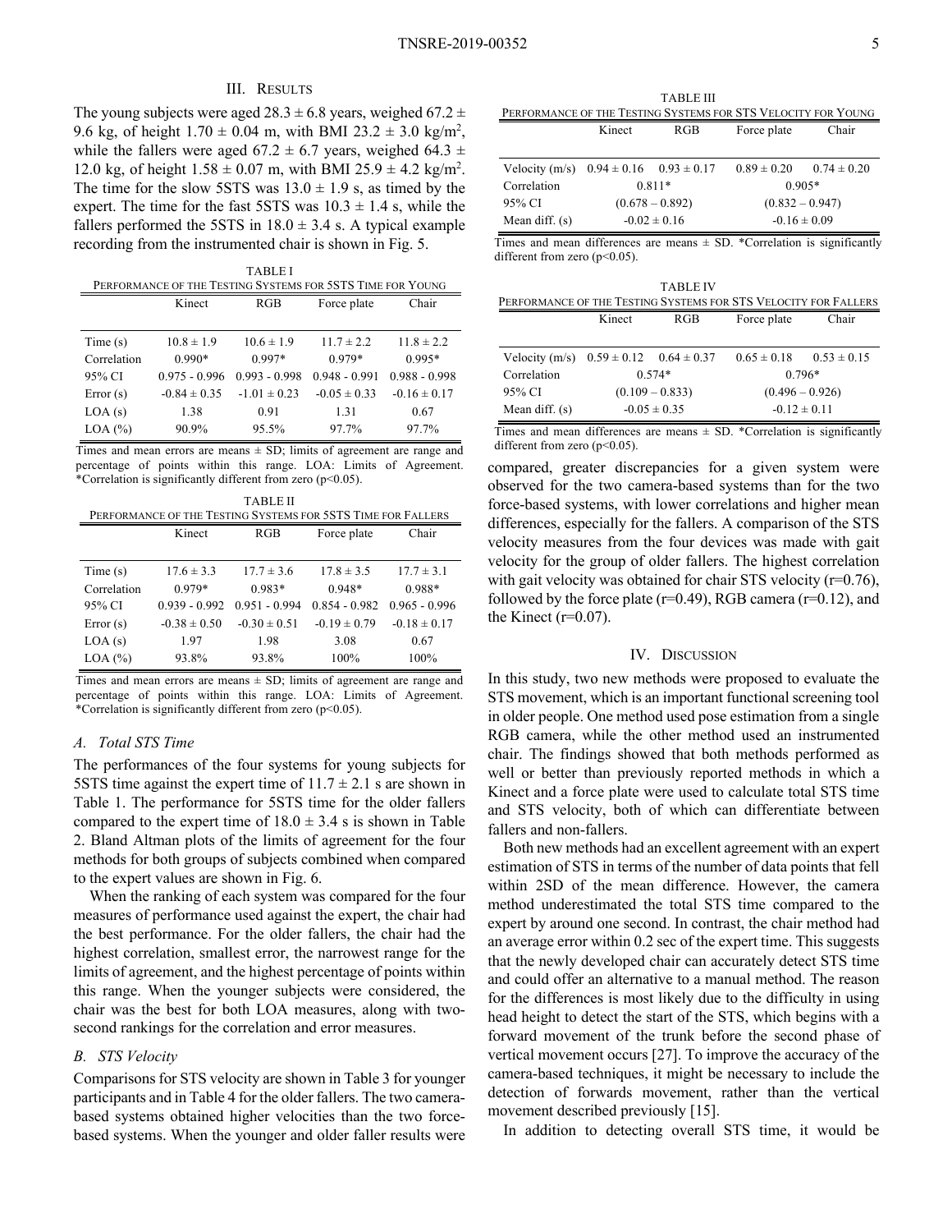## III. Results

The young subjects were aged 28.3 ± 6.8 years, weighed 67.2 ± 9.6 kg, of height 1.70 ± 0.04 m, with BMI 23.2 ± 3.0 kg/m$^2$, while the fallers were aged 67.2 ± 6.7 years, weighed 64.3 ± 12.0 kg, of height 1.58 ± 0.07 m, with BMI 25.9 ± 4.2 kg/m$^2$. The time for the slow 5STS was 13.0 ± 1.9 s, as timed by the expert. The time for the fast 5STS was 10.3 ± 1.4 s, while the fallers performed the 5STS in 18.0 ± 3.4 s. A typical example recording from the instrumented chair is shown in Fig. 5.

TABLE I
Performance of the Testing Systems for 5STS Time for Young

| | Kinect | RGB | Force plate | Chair |
|---|---|---|---|---|
| Time (s) | 10.8 ± 1.9 | 10.6 ± 1.9 | 11.7 ± 2.2 | 11.8 ± 2.2 |
| Correlation | 0.990* | 0.997* | 0.979* | 0.995* |
| 95% CI | 0.975 - 0.996 | 0.993 - 0.998 | 0.948 - 0.991 | 0.988 - 0.998 |
| Error (s) | -0.84 ± 0.35 | -1.01 ± 0.23 | -0.05 ± 0.33 | -0.16 ± 0.17 |
| LOA (s) | 1.38 | 0.91 | 1.31 | 0.67 |
| LOA (%) | 90.9% | 95.5% | 97.7% | 97.7% |

Times and mean errors are means ± SD; limits of agreement are range and percentage of points within this range. LOA: Limits of Agreement. *Correlation is significantly different from zero ($p<0.05$).

TABLE II
Performance of the Testing Systems for 5STS Time for Fallers

| | Kinect | RGB | Force plate | Chair |
|---|---|---|---|---|
| Time (s) | 17.6 ± 3.3 | 17.7 ± 3.6 | 17.8 ± 3.5 | 17.7 ± 3.1 |
| Correlation | 0.979* | 0.983* | 0.948* | 0.988* |
| 95% CI | 0.939 - 0.992 | 0.951 - 0.994 | 0.854 - 0.982 | 0.965 - 0.996 |
| Error (s) | -0.38 ± 0.50 | -0.30 ± 0.51 | -0.19 ± 0.79 | -0.18 ± 0.17 |
| LOA (s) | 1.97 | 1.98 | 3.08 | 0.67 |
| LOA (%) | 93.8% | 93.8% | 100% | 100% |

Times and mean errors are means ± SD; limits of agreement are range and percentage of points within this range. LOA: Limits of Agreement. *Correlation is significantly different from zero ($p<0.05$).

### A. Total STS Time

The performances of the four systems for young subjects for 5STS time against the expert time of 11.7 ± 2.1 s are shown in Table 1. The performance for 5STS time for the older fallers compared to the expert time of 18.0 ± 3.4 s is shown in Table 2. Bland Altman plots of the limits of agreement for the four methods for both groups of subjects combined when compared to the expert values are shown in Fig. 6.

When the ranking of each system was compared for the four measures of performance used against the expert, the chair had the best performance. For the older fallers, the chair had the highest correlation, smallest error, the narrowest range for the limits of agreement, and the highest percentage of points within this range. When the younger subjects were considered, the chair was the best for both LOA measures, along with two-second rankings for the correlation and error measures.

### B. STS Velocity

Comparisons for STS velocity are shown in Table 3 for younger participants and in Table 4 for the older fallers. The two camera-based systems obtained higher velocities than the two force-based systems. When the younger and older faller results were compared, greater discrepancies for a given system were observed for the two camera-based systems than for the two force-based systems, with lower correlations and higher mean differences, especially for the fallers. A comparison of the STS velocity measures from the four devices was made with gait velocity for the group of older fallers. The highest correlation with gait velocity was obtained for chair STS velocity (r=0.76), followed by the force plate (r=0.49), RGB camera (r=0.12), and the Kinect (r=0.07).

TABLE III
Performance of the Testing Systems for STS Velocity for Young

| | Kinect | RGB | Force plate | Chair |
|---|---|---|---|---|
| Velocity (m/s) | 0.94 ± 0.16 | 0.93 ± 0.17 | 0.89 ± 0.20 | 0.74 ± 0.20 |
| Correlation | 0.811* | | 0.905* | |
| 95% CI | (0.678 – 0.892) | | (0.832 – 0.947) | |
| Mean diff. (s) | -0.02 ± 0.16 | | -0.16 ± 0.09 | |

Times and mean differences are means ± SD. *Correlation is significantly different from zero ($p<0.05$).

TABLE IV
Performance of the Testing Systems for STS Velocity for Fallers

| | Kinect | RGB | Force plate | Chair |
|---|---|---|---|---|
| Velocity (m/s) | 0.59 ± 0.12 | 0.64 ± 0.37 | 0.65 ± 0.18 | 0.53 ± 0.15 |
| Correlation | 0.574* | | 0.796* | |
| 95% CI | (0.109 – 0.833) | | (0.496 – 0.926) | |
| Mean diff. (s) | -0.05 ± 0.35 | | -0.12 ± 0.11 | |

Times and mean differences are means ± SD. *Correlation is significantly different from zero ($p<0.05$).

## IV. Discussion

In this study, two new methods were proposed to evaluate the STS movement, which is an important functional screening tool in older people. One method used pose estimation from a single RGB camera, while the other method used an instrumented chair. The findings showed that both methods performed as well or better than previously reported methods in which a Kinect and a force plate were used to calculate total STS time and STS velocity, both of which can differentiate between fallers and non-fallers.

Both new methods had an excellent agreement with an expert estimation of STS in terms of the number of data points that fell within 2SD of the mean difference. However, the camera method underestimated the total STS time compared to the expert by around one second. In contrast, the chair method had an average error within 0.2 sec of the expert time. This suggests that the newly developed chair can accurately detect STS time and could offer an alternative to a manual method. The reason for the differences is most likely due to the difficulty in using head height to detect the start of the STS, which begins with a forward movement of the trunk before the second phase of vertical movement occurs [27]. To improve the accuracy of the camera-based techniques, it might be necessary to include the detection of forwards movement, rather than the vertical movement described previously [15].

In addition to detecting overall STS time, it would be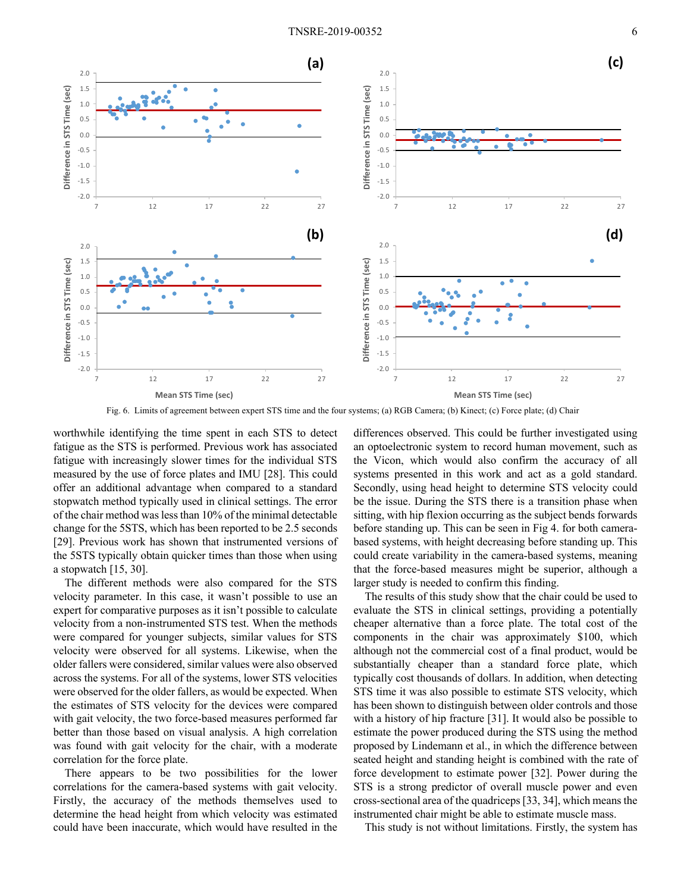Fig. 6. Limits of agreement between expert STS time and the four systems; (a) RGB Camera; (b) Kinect; (c) Force plate; (d) Chair

worthwhile identifying the time spent in each STS to detect fatigue as the STS is performed. Previous work has associated fatigue with increasingly slower times for the individual STS measured by the use of force plates and IMU [28]. This could offer an additional advantage when compared to a standard stopwatch method typically used in clinical settings. The error of the chair method was less than 10% of the minimal detectable change for the 5STS, which has been reported to be 2.5 seconds [29]. Previous work has shown that instrumented versions of the 5STS typically obtain quicker times than those when using a stopwatch [15, 30].

The different methods were also compared for the STS velocity parameter. In this case, it wasn't possible to use an expert for comparative purposes as it isn't possible to calculate velocity from a non-instrumented STS test. When the methods were compared for younger subjects, similar values for STS velocity were observed for all systems. Likewise, when the older fallers were considered, similar values were also observed across the systems. For all of the systems, lower STS velocities were observed for the older fallers, as would be expected. When the estimates of STS velocity for the devices were compared with gait velocity, the two force-based measures performed far better than those based on visual analysis. A high correlation was found with gait velocity for the chair, with a moderate correlation for the force plate.

There appears to be two possibilities for the lower correlations for the camera-based systems with gait velocity. Firstly, the accuracy of the methods themselves used to determine the head height from which velocity was estimated could have been inaccurate, which would have resulted in the differences observed. This could be further investigated using an optoelectronic system to record human movement, such as the Vicon, which would also confirm the accuracy of all systems presented in this work and act as a gold standard. Secondly, using head height to determine STS velocity could be the issue. During the STS there is a transition phase when sitting, with hip flexion occurring as the subject bends forwards before standing up. This can be seen in Fig 4. for both camera-based systems, with height decreasing before standing up. This could create variability in the camera-based systems, meaning that the force-based measures might be superior, although a larger study is needed to confirm this finding.

The results of this study show that the chair could be used to evaluate the STS in clinical settings, providing a potentially cheaper alternative than a force plate. The total cost of the components in the chair was approximately $100, which although not the commercial cost of a final product, would be substantially cheaper than a standard force plate, which typically cost thousands of dollars. In addition, when detecting STS time it was also possible to estimate STS velocity, which has been shown to distinguish between older controls and those with a history of hip fracture [31]. It would also be possible to estimate the power produced during the STS using the method proposed by Lindemann et al., in which the difference between seated height and standing height is combined with the rate of force development to estimate power [32]. Power during the STS is a strong predictor of overall muscle power and even cross-sectional area of the quadriceps [33, 34], which means the instrumented chair might be able to estimate muscle mass.

This study is not without limitations. Firstly, the system has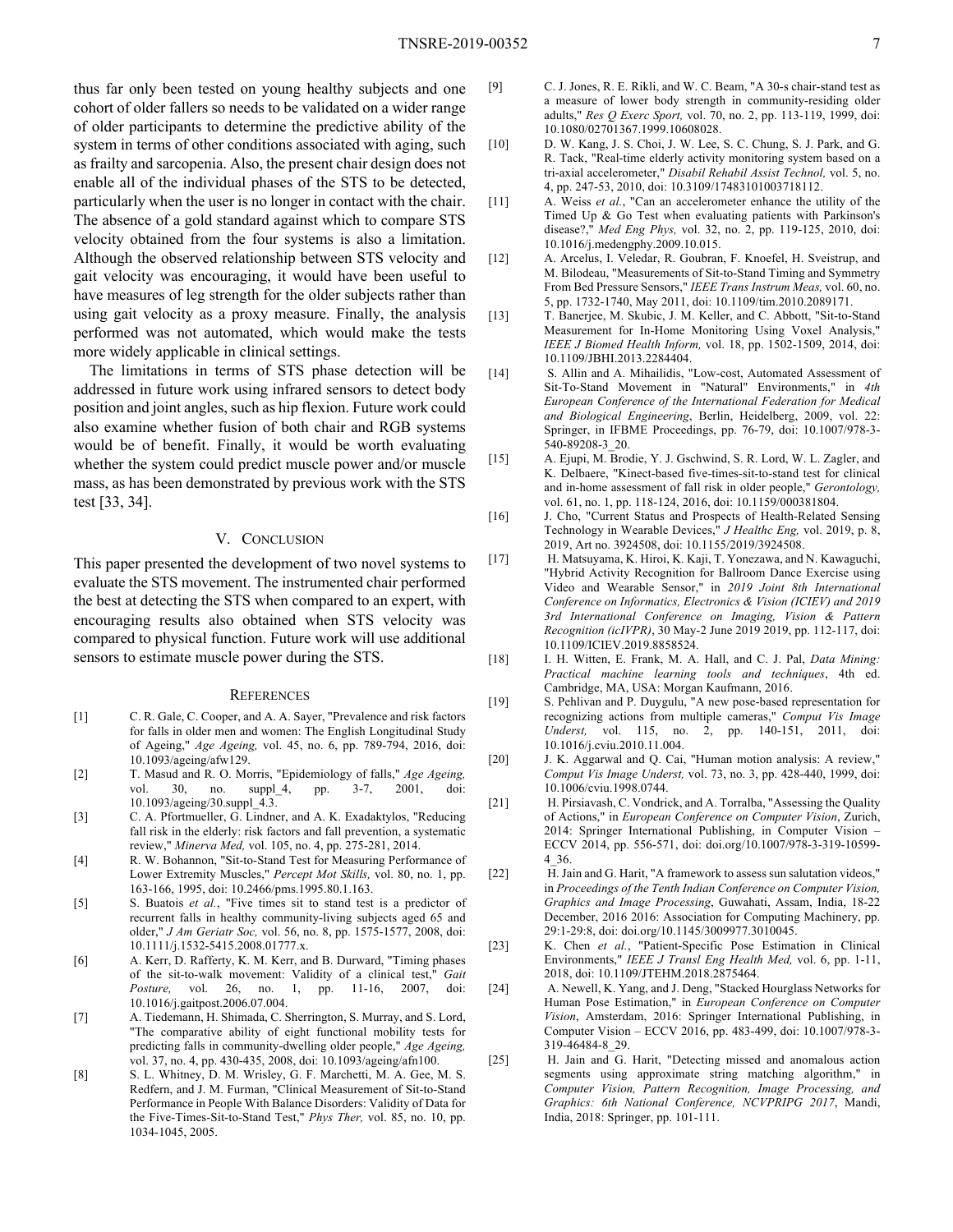thus far only been tested on young healthy subjects and one cohort of older fallers so needs to be validated on a wider range of older participants to determine the predictive ability of the system in terms of other conditions associated with aging, such as frailty and sarcopenia. Also, the present chair design does not enable all of the individual phases of the STS to be detected, particularly when the user is no longer in contact with the chair. The absence of a gold standard against which to compare STS velocity obtained from the four systems is also a limitation. Although the observed relationship between STS velocity and gait velocity was encouraging, it would have been useful to have measures of leg strength for the older subjects rather than using gait velocity as a proxy measure. Finally, the analysis performed was not automated, which would make the tests more widely applicable in clinical settings.

The limitations in terms of STS phase detection will be addressed in future work using infrared sensors to detect body position and joint angles, such as hip flexion. Future work could also examine whether fusion of both chair and RGB systems would be of benefit. Finally, it would be worth evaluating whether the system could predict muscle power and/or muscle mass, as has been demonstrated by previous work with the STS test [33, 34].

## V. Conclusion

This paper presented the development of two novel systems to evaluate the STS movement. The instrumented chair performed the best at detecting the STS when compared to an expert, with encouraging results also obtained when STS velocity was compared to physical function. Future work will use additional sensors to estimate muscle power during the STS.

## References

[1] C. R. Gale, C. Cooper, and A. A. Sayer, "Prevalence and risk factors for falls in older men and women: The English Longitudinal Study of Ageing," *Age Ageing,* vol. 45, no. 6, pp. 789-794, 2016, doi: 10.1093/ageing/afw129.

[2] T. Masud and R. O. Morris, "Epidemiology of falls," *Age Ageing,* vol. 30, no. suppl_4, pp. 3-7, 2001, doi: 10.1093/ageing/30.suppl_4.3.

[3] C. A. Pfortmueller, G. Lindner, and A. K. Exadaktylos, "Reducing fall risk in the elderly: risk factors and fall prevention, a systematic review," *Minerva Med,* vol. 105, no. 4, pp. 275-281, 2014.

[4] R. W. Bohannon, "Sit-to-Stand Test for Measuring Performance of Lower Extremity Muscles," *Percept Mot Skills,* vol. 80, no. 1, pp. 163-166, 1995, doi: 10.2466/pms.1995.80.1.163.

[5] S. Buatois *et al.*, "Five times sit to stand test is a predictor of recurrent falls in healthy community-living subjects aged 65 and older," *J Am Geriatr Soc,* vol. 56, no. 8, pp. 1575-1577, 2008, doi: 10.1111/j.1532-5415.2008.01777.x.

[6] A. Kerr, D. Rafferty, K. M. Kerr, and B. Durward, "Timing phases of the sit-to-walk movement: Validity of a clinical test," *Gait Posture,* vol. 26, no. 1, pp. 11-16, 2007, doi: 10.1016/j.gaitpost.2006.07.004.

[7] A. Tiedemann, H. Shimada, C. Sherrington, S. Murray, and S. Lord, "The comparative ability of eight functional mobility tests for predicting falls in community-dwelling older people," *Age Ageing,* vol. 37, no. 4, pp. 430-435, 2008, doi: 10.1093/ageing/afn100.

[8] S. L. Whitney, D. M. Wrisley, G. F. Marchetti, M. A. Gee, M. S. Redfern, and J. M. Furman, "Clinical Measurement of Sit-to-Stand Performance in People With Balance Disorders: Validity of Data for the Five-Times-Sit-to-Stand Test," *Phys Ther,* vol. 85, no. 10, pp. 1034-1045, 2005.

[9] C. J. Jones, R. E. Rikli, and W. C. Beam, "A 30-s chair-stand test as a measure of lower body strength in community-residing older adults," *Res Q Exerc Sport,* vol. 70, no. 2, pp. 113-119, 1999, doi: 10.1080/02701367.1999.10608028.

[10] D. W. Kang, J. S. Choi, J. W. Lee, S. C. Chung, S. J. Park, and G. R. Tack, "Real-time elderly activity monitoring system based on a tri-axial accelerometer," *Disabil Rehabil Assist Technol,* vol. 5, no. 4, pp. 247-53, 2010, doi: 10.3109/17483101003718112.

[11] A. Weiss *et al.*, "Can an accelerometer enhance the utility of the Timed Up & Go Test when evaluating patients with Parkinson's disease?," *Med Eng Phys,* vol. 32, no. 2, pp. 119-125, 2010, doi: 10.1016/j.medengphy.2009.10.015.

[12] A. Arcelus, I. Veledar, R. Goubran, F. Knoefel, H. Sveistrup, and M. Bilodeau, "Measurements of Sit-to-Stand Timing and Symmetry From Bed Pressure Sensors," *IEEE Trans Instrum Meas,* vol. 60, no. 5, pp. 1732-1740, May 2011, doi: 10.1109/tim.2010.2089171.

[13] T. Banerjee, M. Skubic, J. M. Keller, and C. Abbott, "Sit-to-Stand Measurement for In-Home Monitoring Using Voxel Analysis," *IEEE J Biomed Health Inform,* vol. 18, pp. 1502-1509, 2014, doi: 10.1109/JBHI.2013.2284404.

[14] S. Allin and A. Mihailidis, "Low-cost, Automated Assessment of Sit-To-Stand Movement in "Natural" Environments," in *4th European Conference of the International Federation for Medical and Biological Engineering*, Berlin, Heidelberg, 2009, vol. 22: Springer, in IFBME Proceedings, pp. 76-79, doi: 10.1007/978-3-540-89208-3_20.

[15] A. Ejupi, M. Brodie, Y. J. Gschwind, S. R. Lord, W. L. Zagler, and K. Delbaere, "Kinect-based five-times-sit-to-stand test for clinical and in-home assessment of fall risk in older people," *Gerontology,* vol. 61, no. 1, pp. 118-124, 2016, doi: 10.1159/000381804.

[16] J. Cho, "Current Status and Prospects of Health-Related Sensing Technology in Wearable Devices," *J Healthc Eng,* vol. 2019, p. 8, 2019, Art no. 3924508, doi: 10.1155/2019/3924508.

[17] H. Matsuyama, K. Hiroi, K. Kaji, T. Yonezawa, and N. Kawaguchi, "Hybrid Activity Recognition for Ballroom Dance Exercise using Video and Wearable Sensor," in *2019 Joint 8th International Conference on Informatics, Electronics & Vision (ICIEV) and 2019 3rd International Conference on Imaging, Vision & Pattern Recognition (icIVPR)*, 30 May-2 June 2019 2019, pp. 112-117, doi: 10.1109/ICIEV.2019.8858524.

[18] I. H. Witten, E. Frank, M. A. Hall, and C. J. Pal, *Data Mining: Practical machine learning tools and techniques*, 4th ed. Cambridge, MA, USA: Morgan Kaufmann, 2016.

[19] S. Pehlivan and P. Duygulu, "A new pose-based representation for recognizing actions from multiple cameras," *Comput Vis Image Underst,* vol. 115, no. 2, pp. 140-151, 2011, doi: 10.1016/j.cviu.2010.11.004.

[20] J. K. Aggarwal and Q. Cai, "Human motion analysis: A review," *Comput Vis Image Underst,* vol. 73, no. 3, pp. 428-440, 1999, doi: 10.1006/cviu.1998.0744.

[21] H. Pirsiavash, C. Vondrick, and A. Torralba, "Assessing the Quality of Actions," in *European Conference on Computer Vision*, Zurich, 2014: Springer International Publishing, in Computer Vision – ECCV 2014, pp. 556-571, doi: doi.org/10.1007/978-3-319-10599-4_36.

[22] H. Jain and G. Harit, "A framework to assess sun salutation videos," in *Proceedings of the Tenth Indian Conference on Computer Vision, Graphics and Image Processing*, Guwahati, Assam, India, 18-22 December, 2016 2016: Association for Computing Machinery, pp. 29:1-29:8, doi: doi.org/10.1145/3009977.3010045.

[23] K. Chen *et al.*, "Patient-Specific Pose Estimation in Clinical Environments," *IEEE J Transl Eng Health Med,* vol. 6, pp. 1-11, 2018, doi: 10.1109/JTEHM.2018.2875464.

[24] A. Newell, K. Yang, and J. Deng, "Stacked Hourglass Networks for Human Pose Estimation," in *European Conference on Computer Vision*, Amsterdam, 2016: Springer International Publishing, in Computer Vision – ECCV 2016, pp. 483-499, doi: 10.1007/978-3-319-46484-8_29.

[25] H. Jain and G. Harit, "Detecting missed and anomalous action segments using approximate string matching algorithm," in *Computer Vision, Pattern Recognition, Image Processing, and Graphics: 6th National Conference, NCVPRIPG 2017*, Mandi, India, 2018: Springer, pp. 101-111.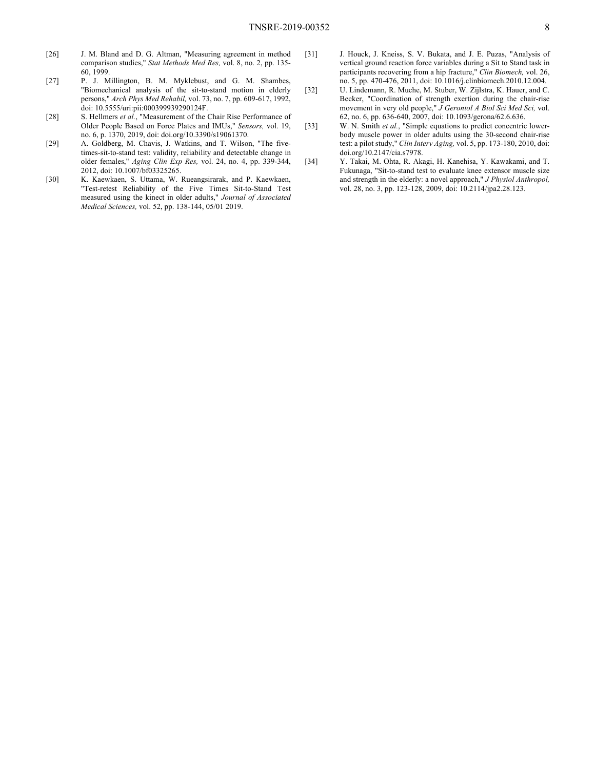[26] J. M. Bland and D. G. Altman, "Measuring agreement in method comparison studies," *Stat Methods Med Res,* vol. 8, no. 2, pp. 135-60, 1999.

[27] P. J. Millington, B. M. Myklebust, and G. M. Shambes, "Biomechanical analysis of the sit-to-stand motion in elderly persons," *Arch Phys Med Rehabil,* vol. 73, no. 7, pp. 609-617, 1992, doi: 10.5555/uri:pii:000399939290124F.

[28] S. Hellmers *et al.*, "Measurement of the Chair Rise Performance of Older People Based on Force Plates and IMUs," *Sensors,* vol. 19, no. 6, p. 1370, 2019, doi: doi.org/10.3390/s19061370.

[29] A. Goldberg, M. Chavis, J. Watkins, and T. Wilson, "The five-times-sit-to-stand test: validity, reliability and detectable change in older females," *Aging Clin Exp Res,* vol. 24, no. 4, pp. 339-344, 2012, doi: 10.1007/bf03325265.

[30] K. Kaewkaen, S. Uttama, W. Rueangsirarak, and P. Kaewkaen, "Test-retest Reliability of the Five Times Sit-to-Stand Test measured using the kinect in older adults," *Journal of Associated Medical Sciences,* vol. 52, pp. 138-144, 05/01 2019.

[31] J. Houck, J. Kneiss, S. V. Bukata, and J. E. Puzas, "Analysis of vertical ground reaction force variables during a Sit to Stand task in participants recovering from a hip fracture," *Clin Biomech,* vol. 26, no. 5, pp. 470-476, 2011, doi: 10.1016/j.clinbiomech.2010.12.004.

[32] U. Lindemann, R. Muche, M. Stuber, W. Zijlstra, K. Hauer, and C. Becker, "Coordination of strength exertion during the chair-rise movement in very old people," *J Gerontol A Biol Sci Med Sci,* vol. 62, no. 6, pp. 636-640, 2007, doi: 10.1093/gerona/62.6.636.

[33] W. N. Smith *et al.*, "Simple equations to predict concentric lower-body muscle power in older adults using the 30-second chair-rise test: a pilot study," *Clin Interv Aging,* vol. 5, pp. 173-180, 2010, doi: doi.org/10.2147/cia.s7978.

[34] Y. Takai, M. Ohta, R. Akagi, H. Kanehisa, Y. Kawakami, and T. Fukunaga, "Sit-to-stand test to evaluate knee extensor muscle size and strength in the elderly: a novel approach," *J Physiol Anthropol,* vol. 28, no. 3, pp. 123-128, 2009, doi: 10.2114/jpa2.28.123.